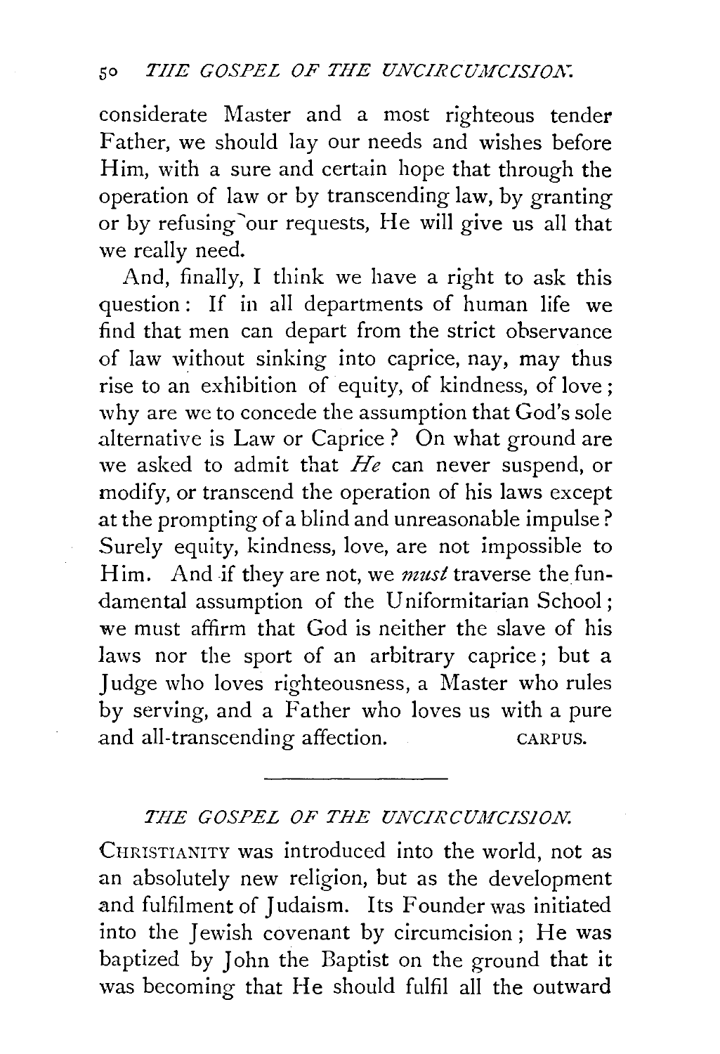considerate Master and a most righteous tender Father, we should lay our needs and wishes before Him, with a sure and certain hope that through the operation of law or by transcending law, by granting or by refusing our requests, He will give us all that we really need.

And, finally, I think we have a right to ask this question: If in all departments of human life we find that men can depart from the strict observance of law without sinking into caprice, nay, may thus rise to an exhibition of equity, of kindness, of love; why are we to concede the assumption that God's sole alternative is Law or Caprice? On what ground are we asked to admit that *He* can never suspend, or modify, or transcend the operation of his laws except at the prompting of a blind and unreasonable impulse? Surely equity, kindness, love, are not impossible to Him. And if they are not, we *must* traverse the fundamental assumption of the Uniformitarian School; we must affirm that God is neither the slave of his laws nor the sport of an arbitrary caprice; but a Judge who loves righteousness, a Master who rules by serving, and a Father who loves us with a pure and all-transcending affection.

CARPUS.

---

## *THE GOSPEL OF THE UNCIRCUMCISION.*

CHRISTIANITY was introduced into the world, not as an absolutely new religion, but as the development and fulfilment of Judaism. Its Founder was initiated into the Jewish covenant by circumcision; He was baptized by John the Baptist on the ground that it was becoming that He should fulfil all the outward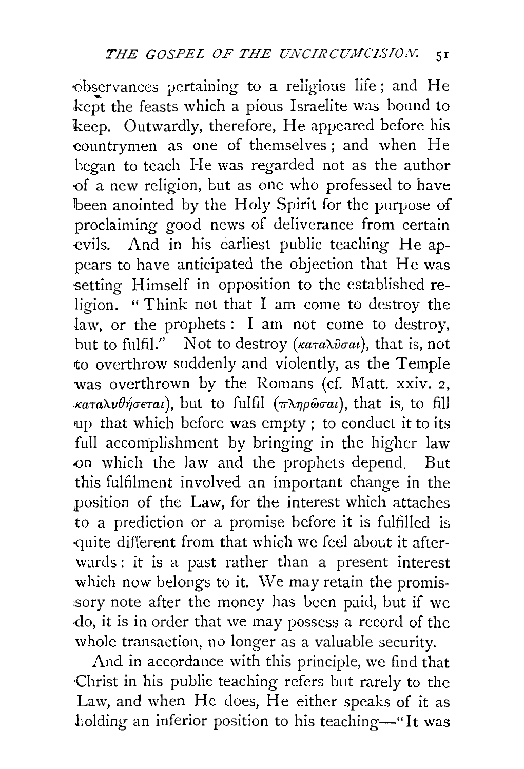observances pertaining to a religious life; and He kept the feasts which a pious Israelite was bound to keep. Outwardly, therefore, He appeared before his countrymen as one of themselves; and when He began to teach He was regarded not as the author of a new religion, but as one who professed to have been anointed by the Holy Spirit for the purpose of proclaiming good news of deliverance from certain evils. And in his earliest public teaching He appears to have anticipated the objection that He was setting Himself in opposition to the established religion. "Think not that I am come to destroy the law, or the prophets: I am not come to destroy, but to fulfil." Not to destroy (καταλῦσαι), that is, not to overthrow suddenly and violently, as the Temple was overthrown by the Romans (cf. Matt. xxiv. 2, καταλυθήσεται), but to fulfil (πληρῶσαι), that is, to fill up that which before was empty; to conduct it to its full accomplishment by bringing in the higher law on which the law and the prophets depend. But this fulfilment involved an important change in the position of the Law, for the interest which attaches to a prediction or a promise before it is fulfilled is quite different from that which we feel about it afterwards: it is a past rather than a present interest which now belongs to it. We may retain the promissory note after the money has been paid, but if we do, it is in order that we may possess a record of the whole transaction, no longer as a valuable security.

And in accordance with this principle, we find that Christ in his public teaching refers but rarely to the Law, and when He does, He either speaks of it as holding an inferior position to his teaching—"It was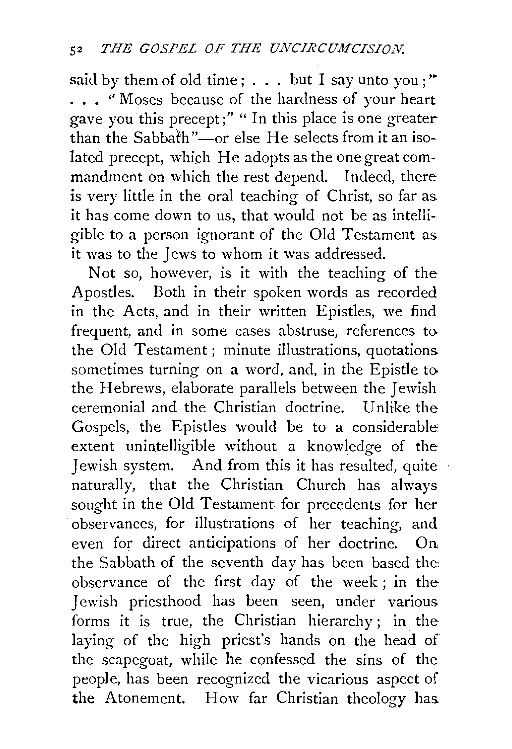said by them of old time; . . . but I say unto you;" . . . "Moses because of the hardness of your heart gave you this precept;" "In this place is one greater than the Sabbath"—or else He selects from it an isolated precept, which He adopts as the one great commandment on which the rest depend. Indeed, there is very little in the oral teaching of Christ, so far as it has come down to us, that would not be as intelligible to a person ignorant of the Old Testament as it was to the Jews to whom it was addressed.

Not so, however, is it with the teaching of the Apostles. Both in their spoken words as recorded in the Acts, and in their written Epistles, we find frequent, and in some cases abstruse, references to the Old Testament; minute illustrations, quotations sometimes turning on a word, and, in the Epistle to the Hebrews, elaborate parallels between the Jewish ceremonial and the Christian doctrine. Unlike the Gospels, the Epistles would be to a considerable extent unintelligible without a knowledge of the Jewish system. And from this it has resulted, quite naturally, that the Christian Church has always sought in the Old Testament for precedents for her observances, for illustrations of her teaching, and even for direct anticipations of her doctrine. On the Sabbath of the seventh day has been based the observance of the first day of the week; in the Jewish priesthood has been seen, under various forms it is true, the Christian hierarchy; in the laying of the high priest's hands on the head of the scapegoat, while he confessed the sins of the people, has been recognized the vicarious aspect of the Atonement. How far Christian theology has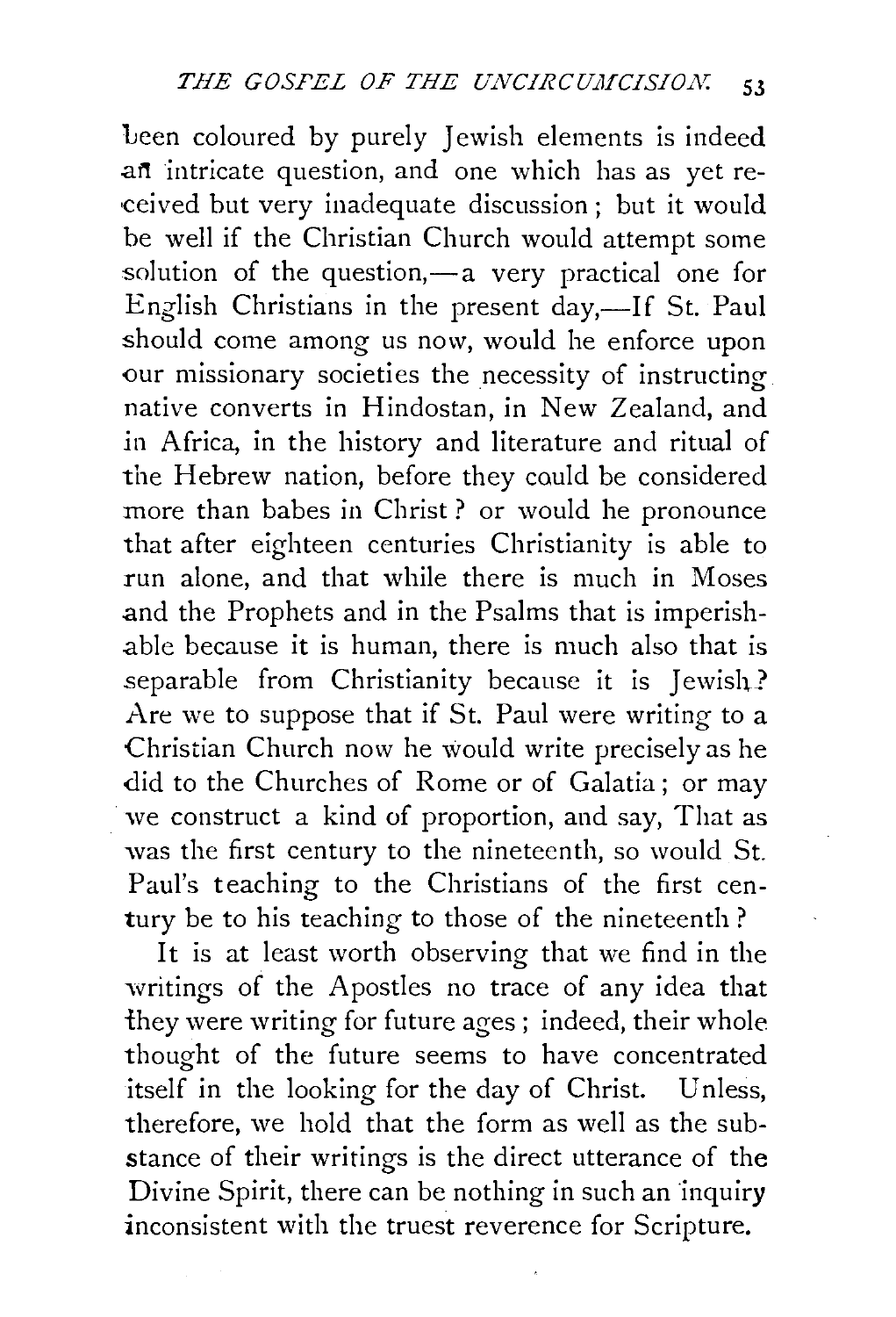been coloured by purely Jewish elements is indeed an intricate question, and one which has as yet received but very inadequate discussion; but it would be well if the Christian Church would attempt some solution of the question,—a very practical one for English Christians in the present day,—If St. Paul should come among us now, would he enforce upon our missionary societies the necessity of instructing native converts in Hindostan, in New Zealand, and in Africa, in the history and literature and ritual of the Hebrew nation, before they could be considered more than babes in Christ? or would he pronounce that after eighteen centuries Christianity is able to run alone, and that while there is much in Moses and the Prophets and in the Psalms that is imperishable because it is human, there is much also that is separable from Christianity because it is Jewish? Are we to suppose that if St. Paul were writing to a Christian Church now he would write precisely as he did to the Churches of Rome or of Galatia; or may we construct a kind of proportion, and say, That as was the first century to the nineteenth, so would St. Paul's teaching to the Christians of the first century be to his teaching to those of the nineteenth?

It is at least worth observing that we find in the writings of the Apostles no trace of any idea that they were writing for future ages; indeed, their whole thought of the future seems to have concentrated itself in the looking for the day of Christ. Unless, therefore, we hold that the form as well as the substance of their writings is the direct utterance of the Divine Spirit, there can be nothing in such an inquiry inconsistent with the truest reverence for Scripture.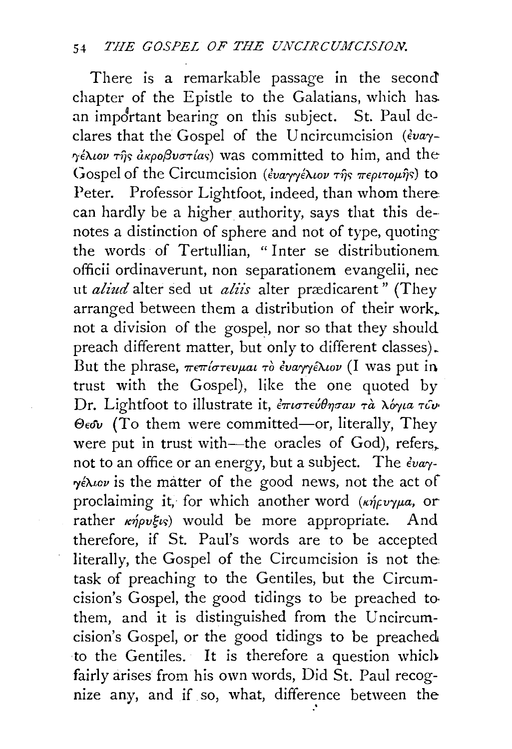There is a remarkable passage in the second chapter of the Epistle to the Galatians, which has an important bearing on this subject. St. Paul declares that the Gospel of the Uncircumcision (εὐαγγέλιον τῆς ἀκροβυστίας) was committed to him, and the Gospel of the Circumcision (εὐαγγέλιον τῆς περιτομῆς) to Peter. Professor Lightfoot, indeed, than whom there can hardly be a higher authority, says that this denotes a distinction of sphere and not of type, quoting the words of Tertullian, "Inter se distributionem officii ordinaverunt, non separationem evangelii, nec ut *aliud* alter sed ut *aliis* alter prædicarent" (They arranged between them a distribution of their work, not a division of the gospel, nor so that they should preach different matter, but only to different classes). But the phrase, πεπίστευμαι τὸ εὐαγγέλιον (I was put in trust with the Gospel), like the one quoted by Dr. Lightfoot to illustrate it, ἐπιστεύθησαν τὰ λόγια τοῦ Θεοῦ (To them were committed—or, literally, They were put in trust with—the oracles of God), refers, not to an office or an energy, but a subject. The εὐαγγέλιον is the matter of the good news, not the act of proclaiming it, for which another word (κήρυγμα, or rather κήρυξις) would be more appropriate. And therefore, if St. Paul's words are to be accepted literally, the Gospel of the Circumcision is not the task of preaching to the Gentiles, but the Circumcision's Gospel, the good tidings to be preached to them, and it is distinguished from the Uncircumcision's Gospel, or the good tidings to be preached to the Gentiles. It is therefore a question which fairly arises from his own words, Did St. Paul recognize any, and if so, what, difference between the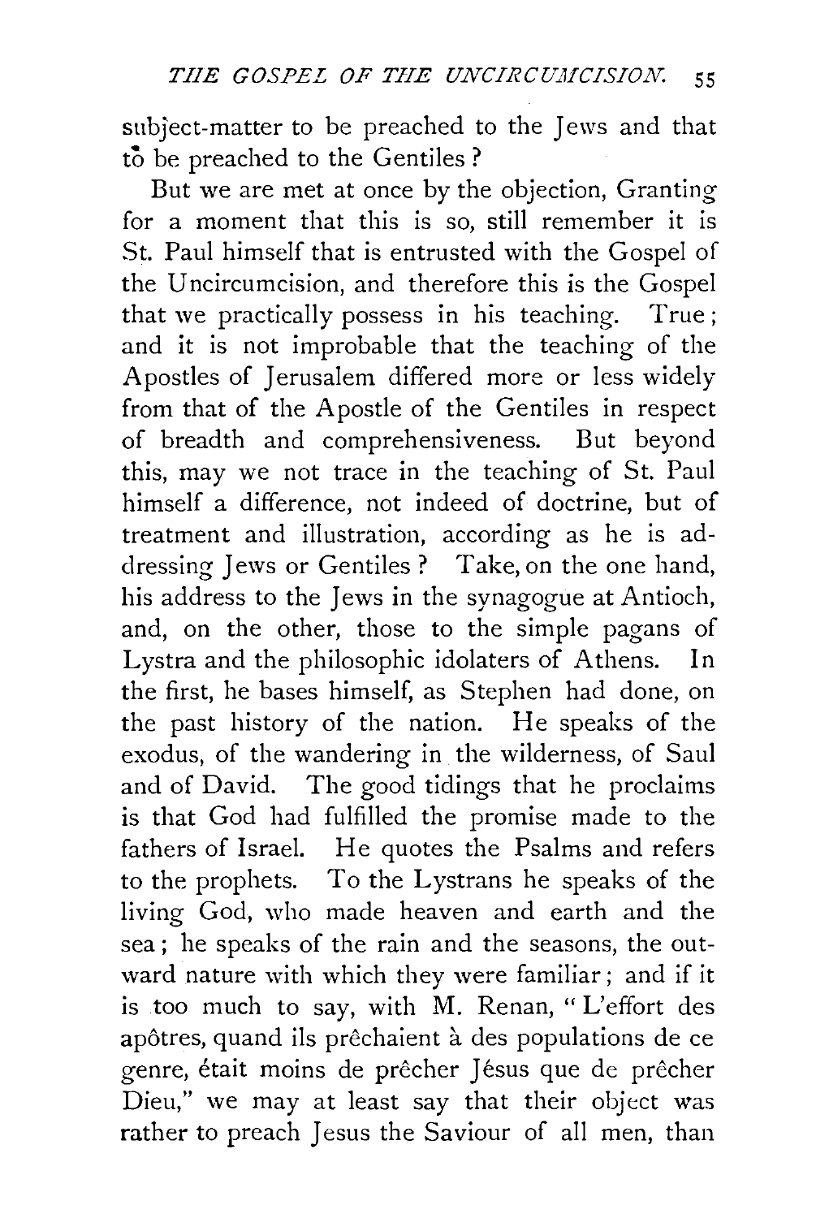subject-matter to be preached to the Jews and that to be preached to the Gentiles?

But we are met at once by the objection, Granting for a moment that this is so, still remember it is St. Paul himself that is entrusted with the Gospel of the Uncircumcision, and therefore this is the Gospel that we practically possess in his teaching. True; and it is not improbable that the teaching of the Apostles of Jerusalem differed more or less widely from that of the Apostle of the Gentiles in respect of breadth and comprehensiveness. But beyond this, may we not trace in the teaching of St. Paul himself a difference, not indeed of doctrine, but of treatment and illustration, according as he is addressing Jews or Gentiles? Take, on the one hand, his address to the Jews in the synagogue at Antioch, and, on the other, those to the simple pagans of Lystra and the philosophic idolaters of Athens. In the first, he bases himself, as Stephen had done, on the past history of the nation. He speaks of the exodus, of the wandering in the wilderness, of Saul and of David. The good tidings that he proclaims is that God had fulfilled the promise made to the fathers of Israel. He quotes the Psalms and refers to the prophets. To the Lystrans he speaks of the living God, who made heaven and earth and the sea; he speaks of the rain and the seasons, the outward nature with which they were familiar; and if it is too much to say, with M. Renan, "L'effort des apôtres, quand ils prêchaient à des populations de ce genre, était moins de prêcher Jésus que de prêcher Dieu," we may at least say that their object was rather to preach Jesus the Saviour of all men, than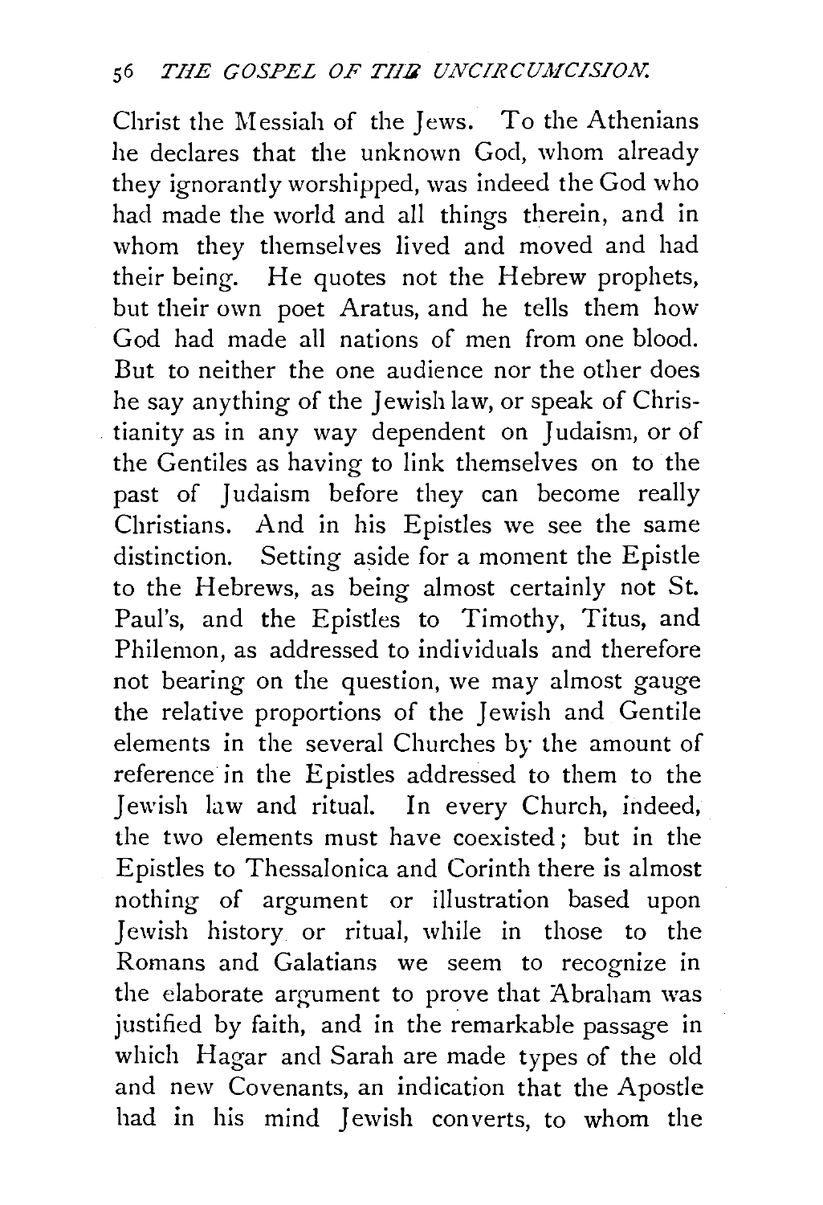Christ the Messiah of the Jews. To the Athenians he declares that the unknown God, whom already they ignorantly worshipped, was indeed the God who had made the world and all things therein, and in whom they themselves lived and moved and had their being. He quotes not the Hebrew prophets, but their own poet Aratus, and he tells them how God had made all nations of men from one blood. But to neither the one audience nor the other does he say anything of the Jewish law, or speak of Christianity as in any way dependent on Judaism, or of the Gentiles as having to link themselves on to the past of Judaism before they can become really Christians. And in his Epistles we see the same distinction. Setting aside for a moment the Epistle to the Hebrews, as being almost certainly not St. Paul's, and the Epistles to Timothy, Titus, and Philemon, as addressed to individuals and therefore not bearing on the question, we may almost gauge the relative proportions of the Jewish and Gentile elements in the several Churches by the amount of reference in the Epistles addressed to them to the Jewish law and ritual. In every Church, indeed, the two elements must have coexisted; but in the Epistles to Thessalonica and Corinth there is almost nothing of argument or illustration based upon Jewish history or ritual, while in those to the Romans and Galatians we seem to recognize in the elaborate argument to prove that Abraham was justified by faith, and in the remarkable passage in which Hagar and Sarah are made types of the old and new Covenants, an indication that the Apostle had in his mind Jewish converts, to whom the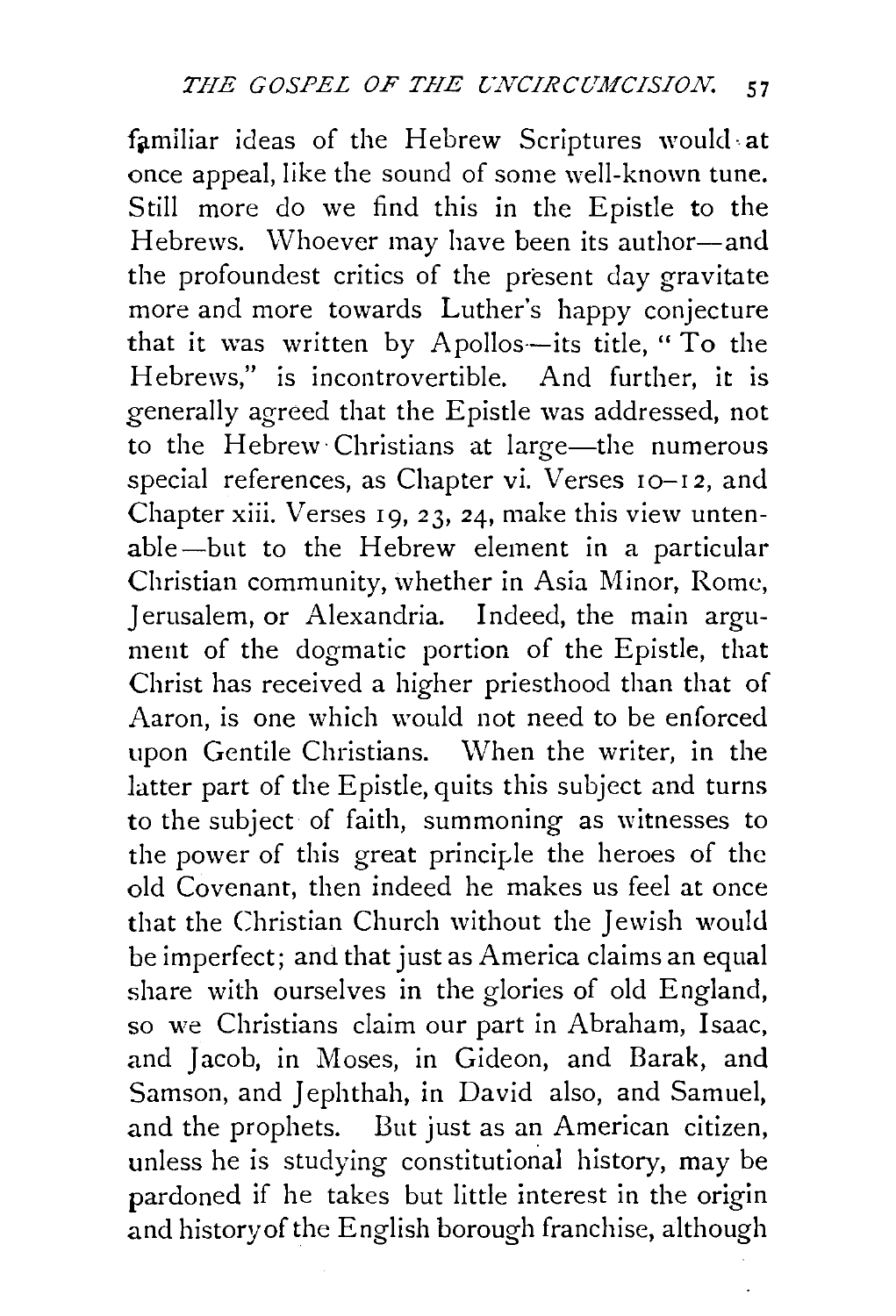familiar ideas of the Hebrew Scriptures would at once appeal, like the sound of some well-known tune. Still more do we find this in the Epistle to the Hebrews. Whoever may have been its author—and the profoundest critics of the present day gravitate more and more towards Luther's happy conjecture that it was written by Apollos—its title, "To the Hebrews," is incontrovertible. And further, it is generally agreed that the Epistle was addressed, not to the Hebrew Christians at large—the numerous special references, as Chapter vi. Verses 10–12, and Chapter xiii. Verses 19, 23, 24, make this view untenable—but to the Hebrew element in a particular Christian community, whether in Asia Minor, Rome, Jerusalem, or Alexandria. Indeed, the main argument of the dogmatic portion of the Epistle, that Christ has received a higher priesthood than that of Aaron, is one which would not need to be enforced upon Gentile Christians. When the writer, in the latter part of the Epistle, quits this subject and turns to the subject of faith, summoning as witnesses to the power of this great principle the heroes of the old Covenant, then indeed he makes us feel at once that the Christian Church without the Jewish would be imperfect; and that just as America claims an equal share with ourselves in the glories of old England, so we Christians claim our part in Abraham, Isaac, and Jacob, in Moses, in Gideon, and Barak, and Samson, and Jephthah, in David also, and Samuel, and the prophets. But just as an American citizen, unless he is studying constitutional history, may be pardoned if he takes but little interest in the origin and history of the English borough franchise, although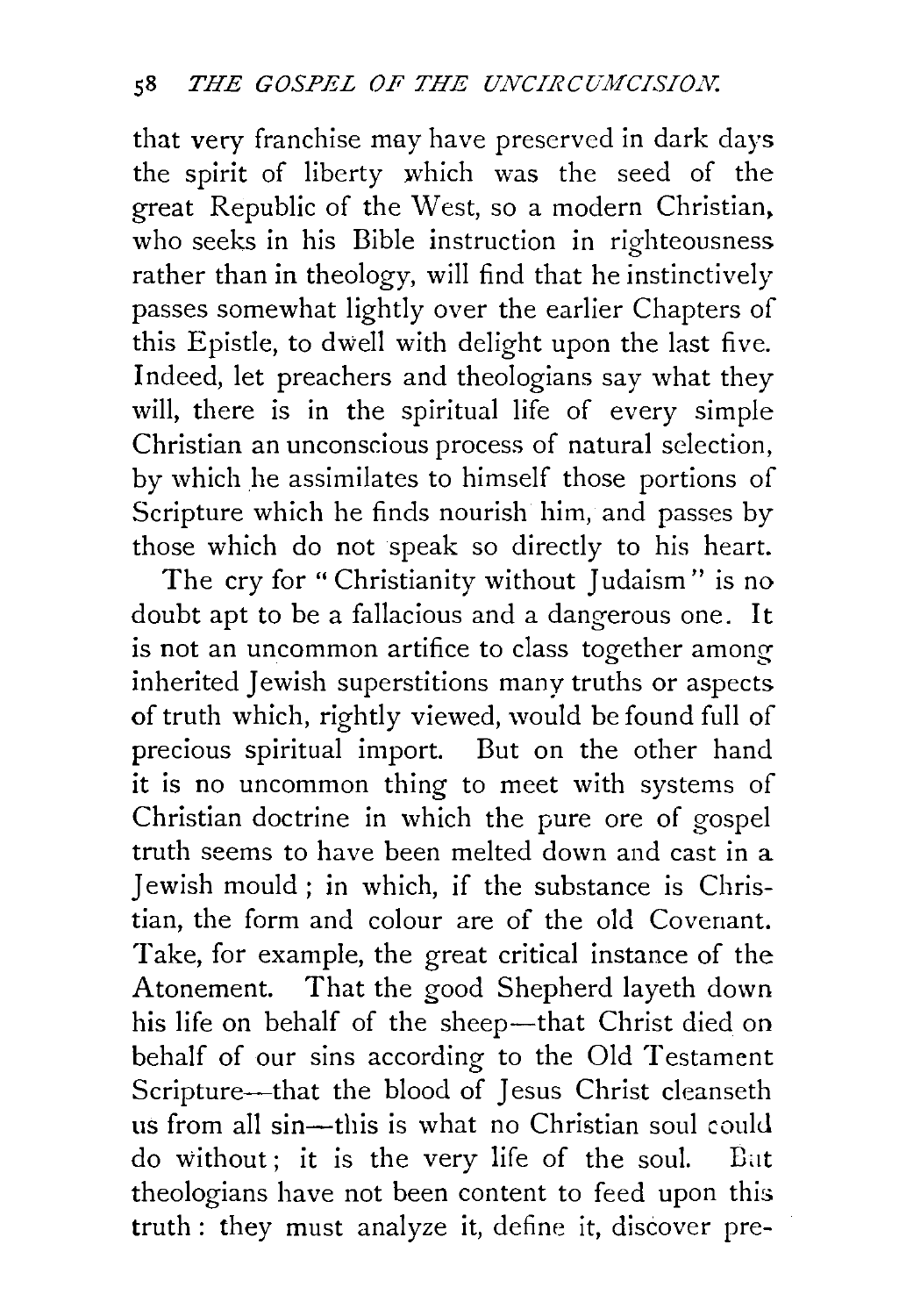that very franchise may have preserved in dark days the spirit of liberty which was the seed of the great Republic of the West, so a modern Christian, who seeks in his Bible instruction in righteousness rather than in theology, will find that he instinctively passes somewhat lightly over the earlier Chapters of this Epistle, to dwell with delight upon the last five. Indeed, let preachers and theologians say what they will, there is in the spiritual life of every simple Christian an unconscious process of natural selection, by which he assimilates to himself those portions of Scripture which he finds nourish him, and passes by those which do not speak so directly to his heart.

The cry for "Christianity without Judaism" is no doubt apt to be a fallacious and a dangerous one. It is not an uncommon artifice to class together among inherited Jewish superstitions many truths or aspects of truth which, rightly viewed, would be found full of precious spiritual import. But on the other hand it is no uncommon thing to meet with systems of Christian doctrine in which the pure ore of gospel truth seems to have been melted down and cast in a Jewish mould; in which, if the substance is Christian, the form and colour are of the old Covenant. Take, for example, the great critical instance of the Atonement. That the good Shepherd layeth down his life on behalf of the sheep—that Christ died on behalf of our sins according to the Old Testament Scripture—that the blood of Jesus Christ cleanseth us from all sin—this is what no Christian soul could do without; it is the very life of the soul. But theologians have not been content to feed upon this truth: they must analyze it, define it, discover pre-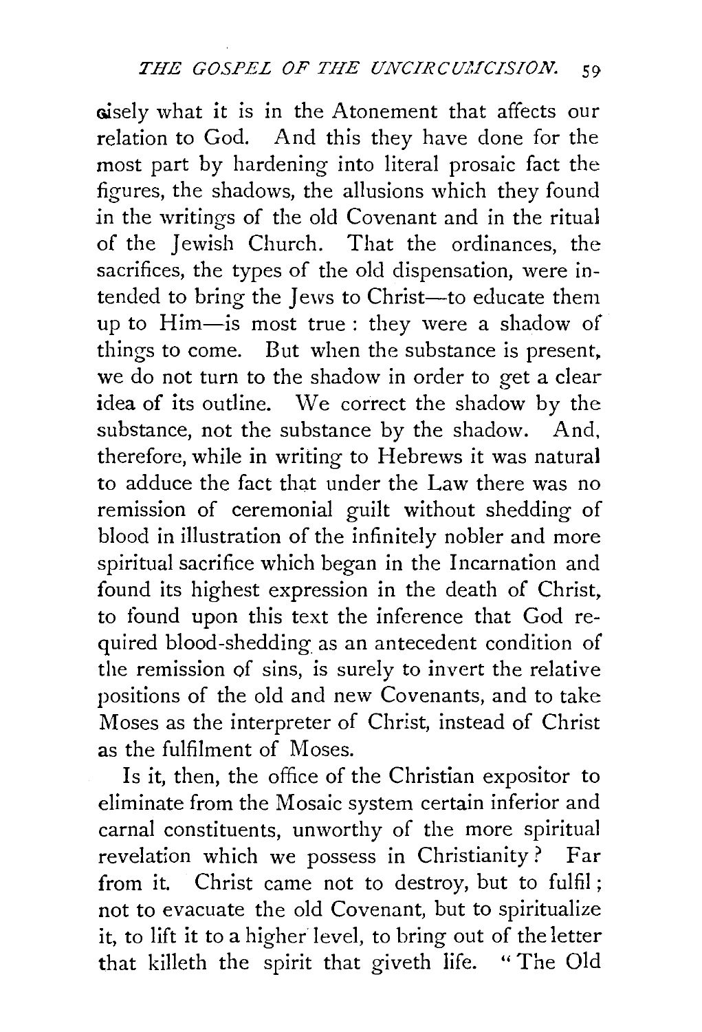cisely what it is in the Atonement that affects our relation to God. And this they have done for the most part by hardening into literal prosaic fact the figures, the shadows, the allusions which they found in the writings of the old Covenant and in the ritual of the Jewish Church. That the ordinances, the sacrifices, the types of the old dispensation, were intended to bring the Jews to Christ—to educate them up to Him—is most true: they were a shadow of things to come. But when the substance is present, we do not turn to the shadow in order to get a clear idea of its outline. We correct the shadow by the substance, not the substance by the shadow. And, therefore, while in writing to Hebrews it was natural to adduce the fact that under the Law there was no remission of ceremonial guilt without shedding of blood in illustration of the infinitely nobler and more spiritual sacrifice which began in the Incarnation and found its highest expression in the death of Christ, to found upon this text the inference that God required blood-shedding as an antecedent condition of the remission of sins, is surely to invert the relative positions of the old and new Covenants, and to take Moses as the interpreter of Christ, instead of Christ as the fulfilment of Moses.

Is it, then, the office of the Christian expositor to eliminate from the Mosaic system certain inferior and carnal constituents, unworthy of the more spiritual revelation which we possess in Christianity? Far from it. Christ came not to destroy, but to fulfil; not to evacuate the old Covenant, but to spiritualize it, to lift it to a higher level, to bring out of the letter that killeth the spirit that giveth life. "The Old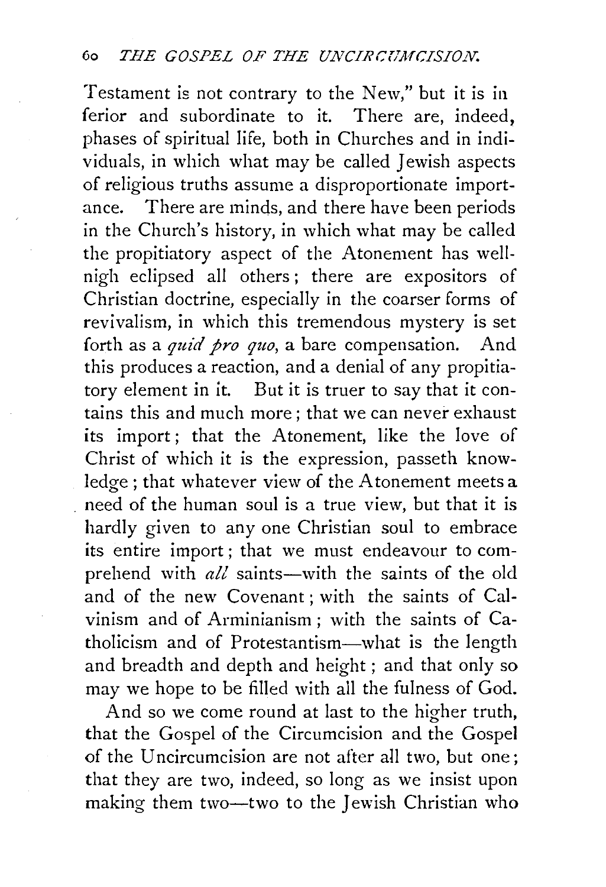Testament is not contrary to the New," but it is inferior and subordinate to it. There are, indeed, phases of spiritual life, both in Churches and in individuals, in which what may be called Jewish aspects of religious truths assume a disproportionate importance. There are minds, and there have been periods in the Church's history, in which what may be called the propitiatory aspect of the Atonement has well-nigh eclipsed all others; there are expositors of Christian doctrine, especially in the coarser forms of revivalism, in which this tremendous mystery is set forth as a *quid pro quo*, a bare compensation. And this produces a reaction, and a denial of any propitiatory element in it. But it is truer to say that it contains this and much more; that we can never exhaust its import; that the Atonement, like the love of Christ of which it is the expression, passeth knowledge; that whatever view of the Atonement meets a need of the human soul is a true view, but that it is hardly given to any one Christian soul to embrace its entire import; that we must endeavour to comprehend with *all* saints—with the saints of the old and of the new Covenant; with the saints of Calvinism and of Arminianism; with the saints of Catholicism and of Protestantism—what is the length and breadth and depth and height; and that only so may we hope to be filled with all the fulness of God.

And so we come round at last to the higher truth, that the Gospel of the Circumcision and the Gospel of the Uncircumcision are not after all two, but one; that they are two, indeed, so long as we insist upon making them two—two to the Jewish Christian who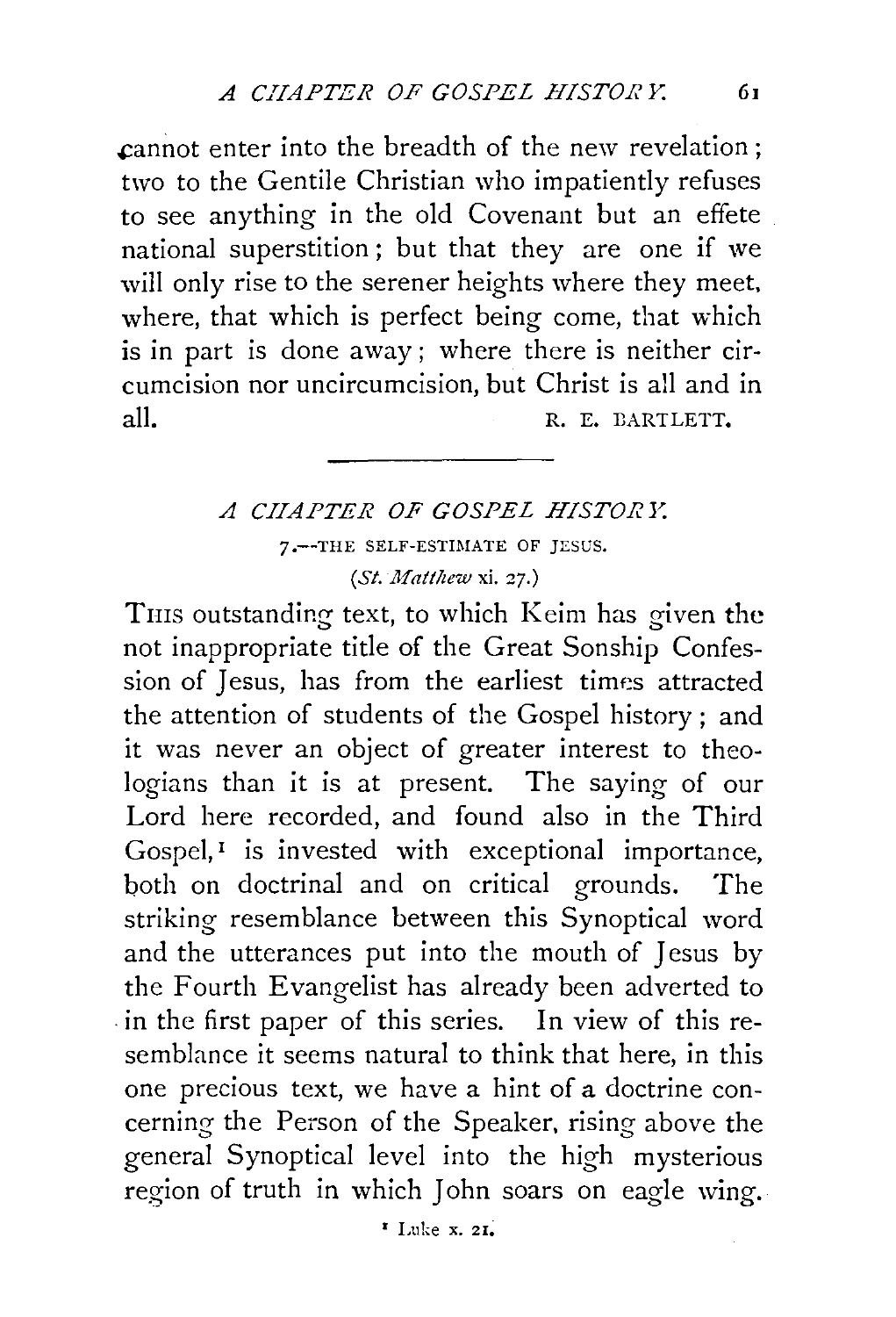cannot enter into the breadth of the new revelation; two to the Gentile Christian who impatiently refuses to see anything in the old Covenant but an effete national superstition; but that they are one if we will only rise to the serener heights where they meet, where, that which is perfect being come, that which is in part is done away; where there is neither circumcision nor uncircumcision, but Christ is all and in all.

R. E. BARTLETT.

---

## *A CHAPTER OF GOSPEL HISTORY.*

### 7.—THE SELF-ESTIMATE OF JESUS.

(*St. Matthew* xi. 27.)

THIS outstanding text, to which Keim has given the not inappropriate title of the Great Sonship Confession of Jesus, has from the earliest times attracted the attention of students of the Gospel history; and it was never an object of greater interest to theologians than it is at present. The saying of our Lord here recorded, and found also in the Third Gospel,[1] is invested with exceptional importance, both on doctrinal and on critical grounds. The striking resemblance between this Synoptical word and the utterances put into the mouth of Jesus by the Fourth Evangelist has already been adverted to in the first paper of this series. In view of this resemblance it seems natural to think that here, in this one precious text, we have a hint of a doctrine concerning the Person of the Speaker, rising above the general Synoptical level into the high mysterious region of truth in which John soars on eagle wing.

[1] Luke x. 21.